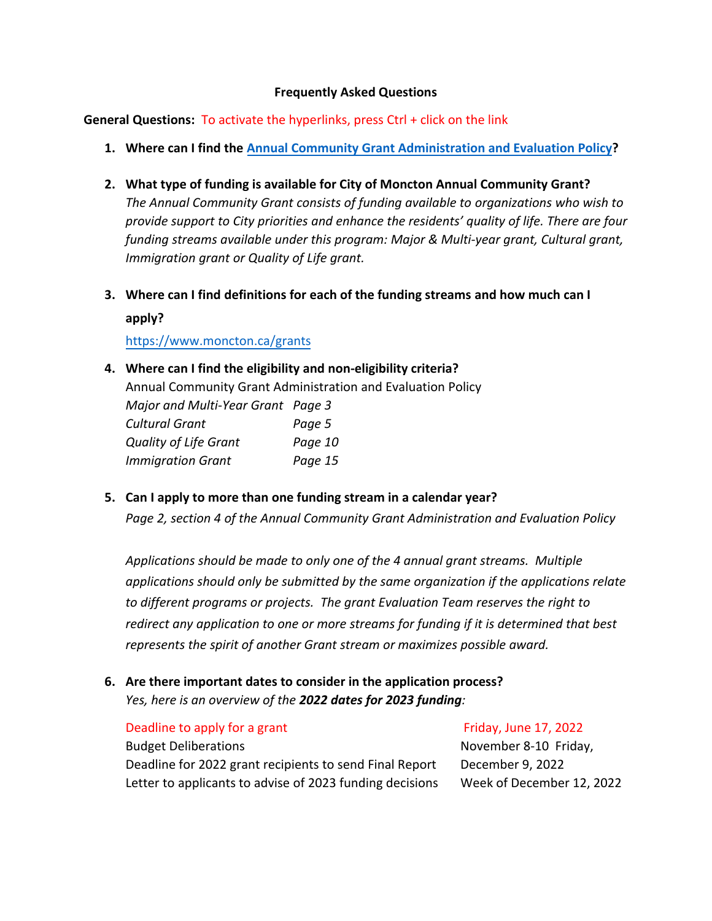# Frequently Asked Questions

**General Questions:** To activate the hyperlinks, press Ctrl + click on the link

1. **Where can I find the Annual Community Grant Administration and Evaluation Policy?**

2. **What type of funding is available for City of Moncton Annual Community Grant?**
   *The Annual Community Grant consists of funding available to organizations who wish to provide support to City priorities and enhance the residents' quality of life. There are four funding streams available under this program: Major & Multi-year grant, Cultural grant, Immigration grant or Quality of Life grant.*

3. **Where can I find definitions for each of the funding streams and how much can I apply?**
   https://www.moncton.ca/grants

4. **Where can I find the eligibility and non-eligibility criteria?**
   Annual Community Grant Administration and Evaluation Policy

   | | |
   |---|---|
   | *Major and Multi-Year Grant* | *Page 3* |
   | *Cultural Grant* | *Page 5* |
   | *Quality of Life Grant* | *Page 10* |
   | *Immigration Grant* | *Page 15* |

5. **Can I apply to more than one funding stream in a calendar year?**
   *Page 2, section 4 of the Annual Community Grant Administration and Evaluation Policy*

   *Applications should be made to only one of the 4 annual grant streams. Multiple applications should only be submitted by the same organization if the applications relate to different programs or projects. The grant Evaluation Team reserves the right to redirect any application to one or more streams for funding if it is determined that best represents the spirit of another Grant stream or maximizes possible award.*

6. **Are there important dates to consider in the application process?**
   *Yes, here is an overview of the **2022 dates for 2023 funding**:*

   | | |
   |---|---|
   | Deadline to apply for a grant | Friday, June 17, 2022 |
   | Budget Deliberations | November 8-10 Friday, |
   | Deadline for 2022 grant recipients to send Final Report | December 9, 2022 |
   | Letter to applicants to advise of 2023 funding decisions | Week of December 12, 2022 |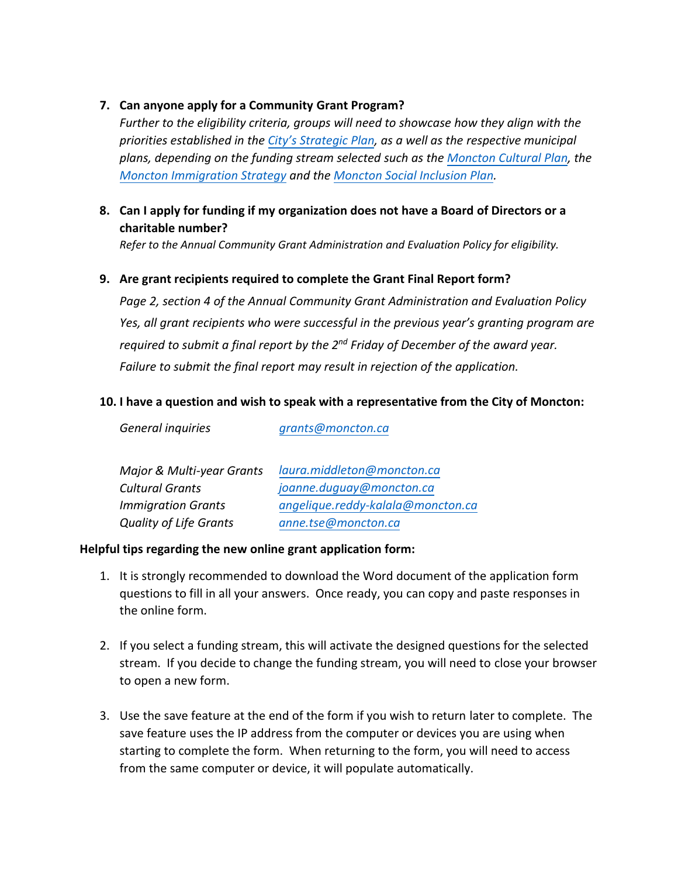7. **Can anyone apply for a Community Grant Program?**
   *Further to the eligibility criteria, groups will need to showcase how they align with the priorities established in the [City's Strategic Plan](), as a well as the respective municipal plans, depending on the funding stream selected such as the [Moncton Cultural Plan](), the [Moncton Immigration Strategy]() and the [Moncton Social Inclusion Plan]().*

8. **Can I apply for funding if my organization does not have a Board of Directors or a charitable number?**
   *Refer to the Annual Community Grant Administration and Evaluation Policy for eligibility.*

9. **Are grant recipients required to complete the Grant Final Report form?**
   *Page 2, section 4 of the Annual Community Grant Administration and Evaluation Policy*
   *Yes, all grant recipients who were successful in the previous year's granting program are required to submit a final report by the 2nd Friday of December of the award year.*
   *Failure to submit the final report may result in rejection of the application.*

10. **I have a question and wish to speak with a representative from the City of Moncton:**

| | |
|---|---|
| *General inquiries* | *grants@moncton.ca* |
| *Major & Multi-year Grants* | *laura.middleton@moncton.ca* |
| *Cultural Grants* | *joanne.duguay@moncton.ca* |
| *Immigration Grants* | *angelique.reddy-kalala@moncton.ca* |
| *Quality of Life Grants* | *anne.tse@moncton.ca* |

**Helpful tips regarding the new online grant application form:**

1. It is strongly recommended to download the Word document of the application form questions to fill in all your answers. Once ready, you can copy and paste responses in the online form.

2. If you select a funding stream, this will activate the designed questions for the selected stream. If you decide to change the funding stream, you will need to close your browser to open a new form.

3. Use the save feature at the end of the form if you wish to return later to complete. The save feature uses the IP address from the computer or devices you are using when starting to complete the form. When returning to the form, you will need to access from the same computer or device, it will populate automatically.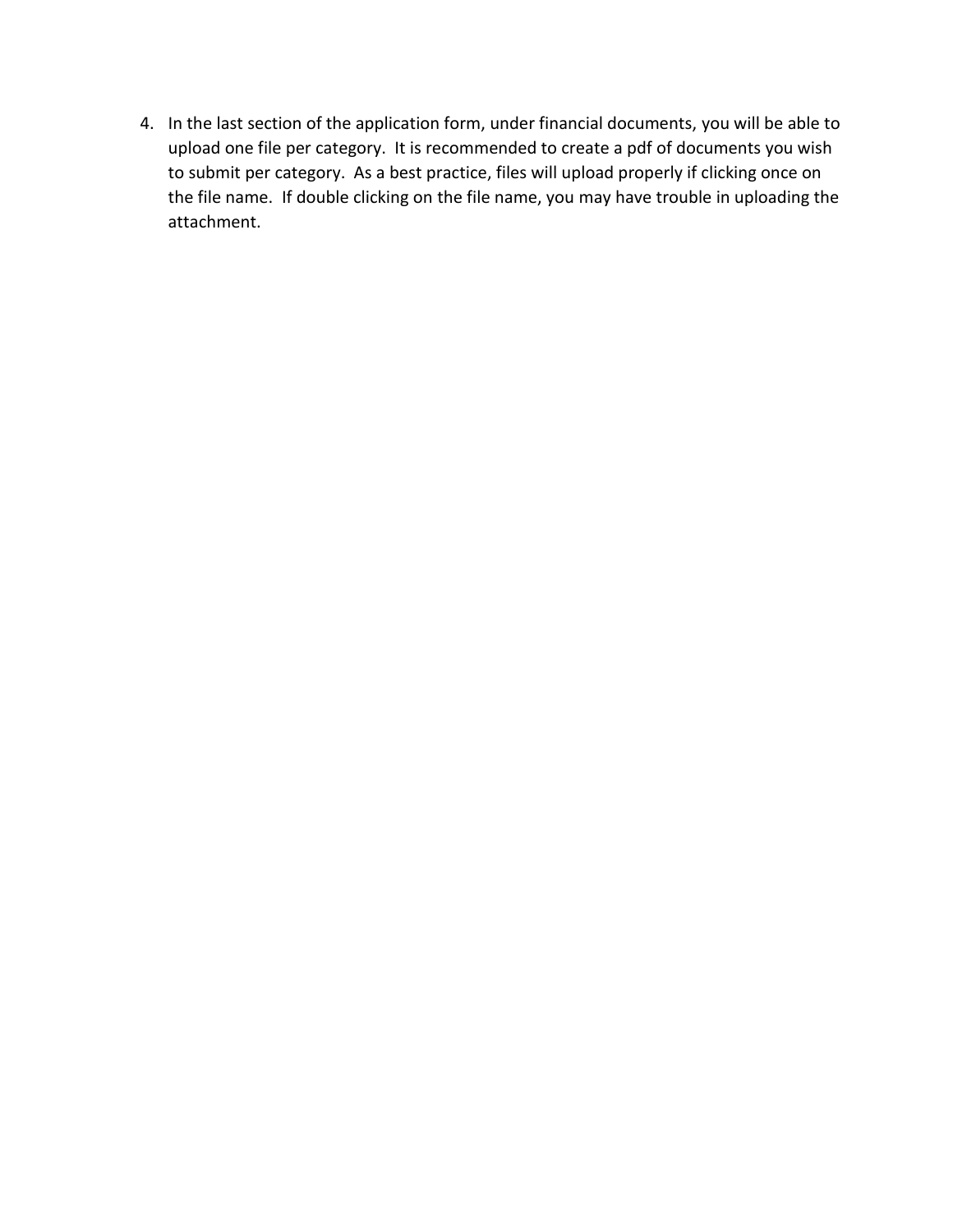4. In the last section of the application form, under financial documents, you will be able to upload one file per category. It is recommended to create a pdf of documents you wish to submit per category. As a best practice, files will upload properly if clicking once on the file name. If double clicking on the file name, you may have trouble in uploading the attachment.